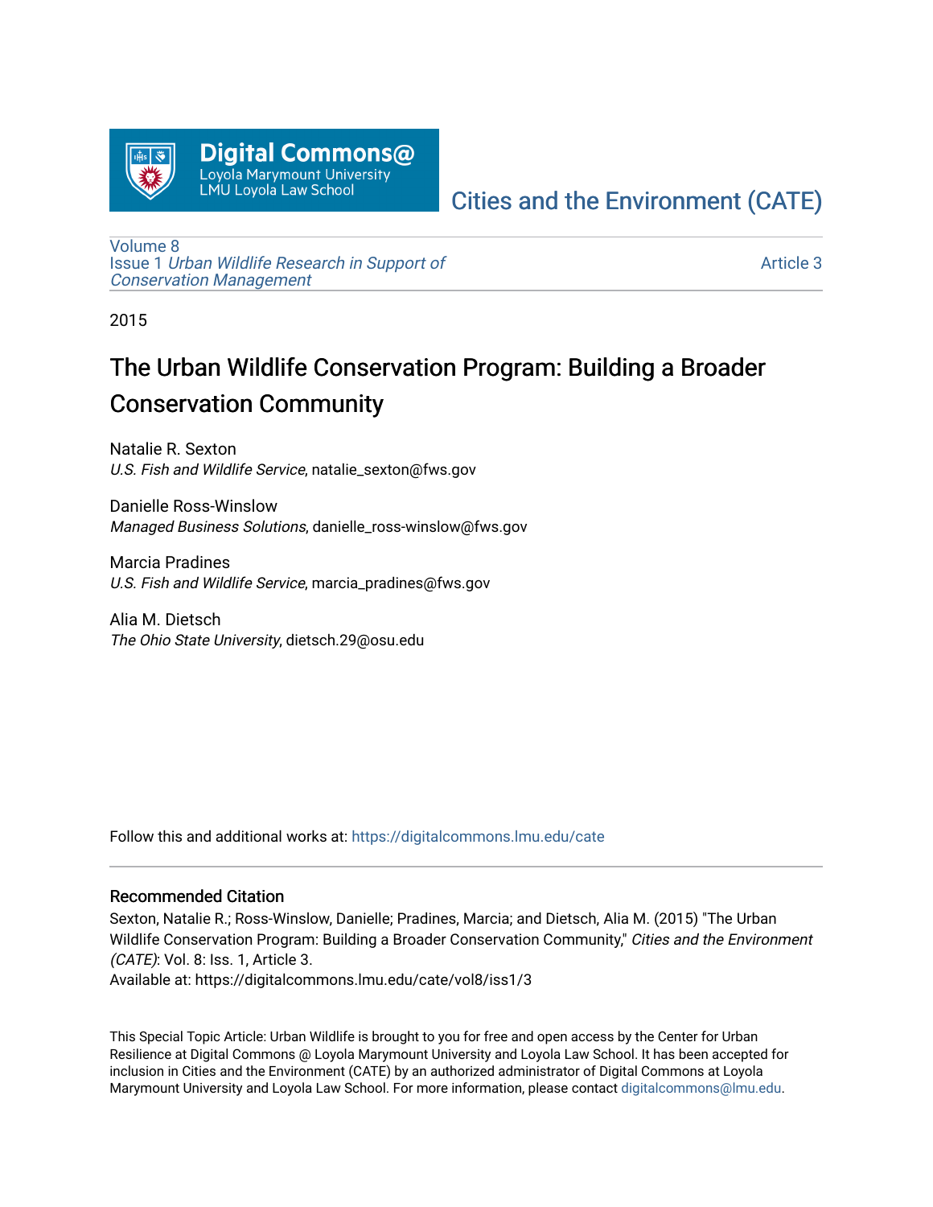Digital Commons@
Loyola Marymount University
LMU Loyola Law School

Cities and the Environment (CATE)

Volume 8
Issue 1 *Urban Wildlife Research in Support of Conservation Management*

Article 3

2015

# The Urban Wildlife Conservation Program: Building a Broader Conservation Community

Natalie R. Sexton
*U.S. Fish and Wildlife Service*, natalie_sexton@fws.gov

Danielle Ross-Winslow
*Managed Business Solutions*, danielle_ross-winslow@fws.gov

Marcia Pradines
*U.S. Fish and Wildlife Service*, marcia_pradines@fws.gov

Alia M. Dietsch
*The Ohio State University*, dietsch.29@osu.edu

Follow this and additional works at: https://digitalcommons.lmu.edu/cate

## Recommended Citation

Sexton, Natalie R.; Ross-Winslow, Danielle; Pradines, Marcia; and Dietsch, Alia M. (2015) "The Urban Wildlife Conservation Program: Building a Broader Conservation Community," *Cities and the Environment (CATE)*: Vol. 8: Iss. 1, Article 3.
Available at: https://digitalcommons.lmu.edu/cate/vol8/iss1/3

This Special Topic Article: Urban Wildlife is brought to you for free and open access by the Center for Urban Resilience at Digital Commons @ Loyola Marymount University and Loyola Law School. It has been accepted for inclusion in Cities and the Environment (CATE) by an authorized administrator of Digital Commons at Loyola Marymount University and Loyola Law School. For more information, please contact digitalcommons@lmu.edu.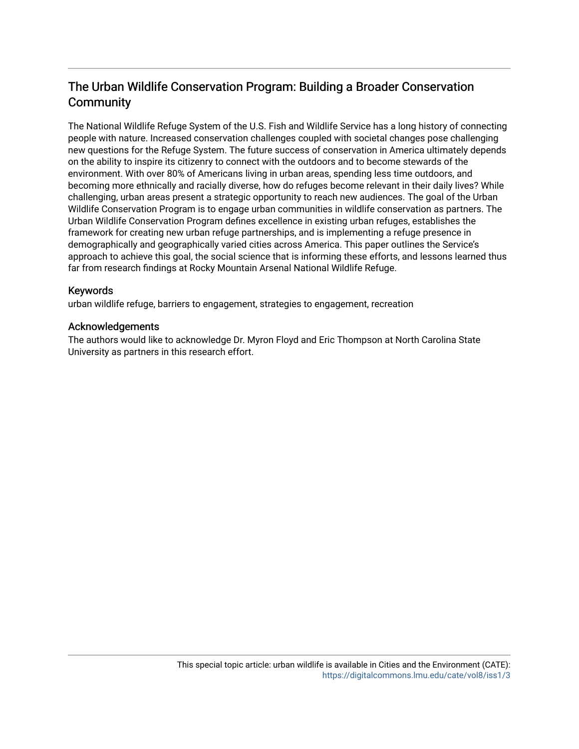## The Urban Wildlife Conservation Program: Building a Broader Conservation Community

The National Wildlife Refuge System of the U.S. Fish and Wildlife Service has a long history of connecting people with nature. Increased conservation challenges coupled with societal changes pose challenging new questions for the Refuge System. The future success of conservation in America ultimately depends on the ability to inspire its citizenry to connect with the outdoors and to become stewards of the environment. With over 80% of Americans living in urban areas, spending less time outdoors, and becoming more ethnically and racially diverse, how do refuges become relevant in their daily lives? While challenging, urban areas present a strategic opportunity to reach new audiences. The goal of the Urban Wildlife Conservation Program is to engage urban communities in wildlife conservation as partners. The Urban Wildlife Conservation Program defines excellence in existing urban refuges, establishes the framework for creating new urban refuge partnerships, and is implementing a refuge presence in demographically and geographically varied cities across America. This paper outlines the Service's approach to achieve this goal, the social science that is informing these efforts, and lessons learned thus far from research findings at Rocky Mountain Arsenal National Wildlife Refuge.

### Keywords

urban wildlife refuge, barriers to engagement, strategies to engagement, recreation

### Acknowledgements

The authors would like to acknowledge Dr. Myron Floyd and Eric Thompson at North Carolina State University as partners in this research effort.

This special topic article: urban wildlife is available in Cities and the Environment (CATE): https://digitalcommons.lmu.edu/cate/vol8/iss1/3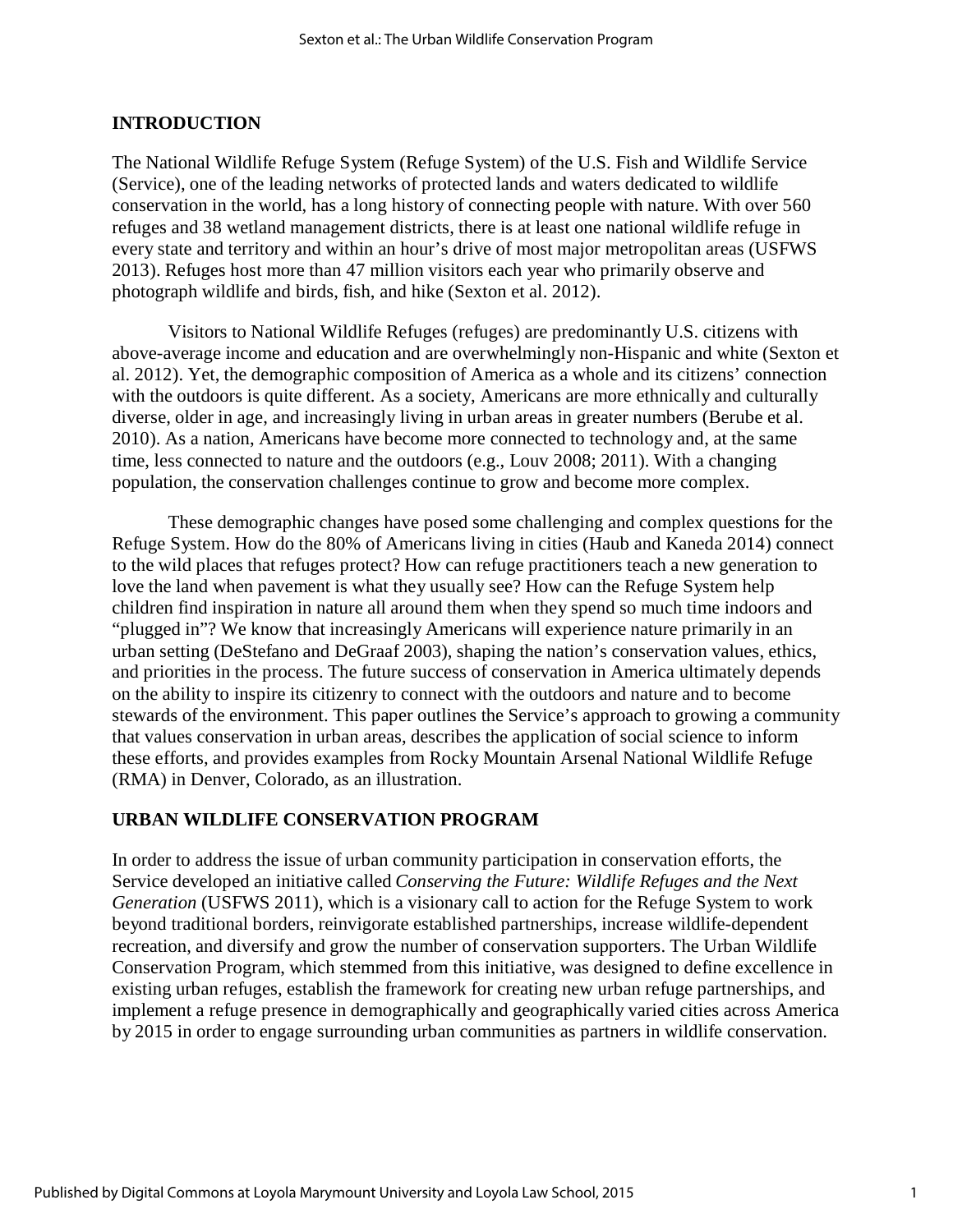## INTRODUCTION

The National Wildlife Refuge System (Refuge System) of the U.S. Fish and Wildlife Service (Service), one of the leading networks of protected lands and waters dedicated to wildlife conservation in the world, has a long history of connecting people with nature. With over 560 refuges and 38 wetland management districts, there is at least one national wildlife refuge in every state and territory and within an hour's drive of most major metropolitan areas (USFWS 2013). Refuges host more than 47 million visitors each year who primarily observe and photograph wildlife and birds, fish, and hike (Sexton et al. 2012).

Visitors to National Wildlife Refuges (refuges) are predominantly U.S. citizens with above-average income and education and are overwhelmingly non-Hispanic and white (Sexton et al. 2012). Yet, the demographic composition of America as a whole and its citizens' connection with the outdoors is quite different. As a society, Americans are more ethnically and culturally diverse, older in age, and increasingly living in urban areas in greater numbers (Berube et al. 2010). As a nation, Americans have become more connected to technology and, at the same time, less connected to nature and the outdoors (e.g., Louv 2008; 2011). With a changing population, the conservation challenges continue to grow and become more complex.

These demographic changes have posed some challenging and complex questions for the Refuge System. How do the 80% of Americans living in cities (Haub and Kaneda 2014) connect to the wild places that refuges protect? How can refuge practitioners teach a new generation to love the land when pavement is what they usually see? How can the Refuge System help children find inspiration in nature all around them when they spend so much time indoors and "plugged in"? We know that increasingly Americans will experience nature primarily in an urban setting (DeStefano and DeGraaf 2003), shaping the nation's conservation values, ethics, and priorities in the process. The future success of conservation in America ultimately depends on the ability to inspire its citizenry to connect with the outdoors and nature and to become stewards of the environment. This paper outlines the Service's approach to growing a community that values conservation in urban areas, describes the application of social science to inform these efforts, and provides examples from Rocky Mountain Arsenal National Wildlife Refuge (RMA) in Denver, Colorado, as an illustration.

## URBAN WILDLIFE CONSERVATION PROGRAM

In order to address the issue of urban community participation in conservation efforts, the Service developed an initiative called *Conserving the Future: Wildlife Refuges and the Next Generation* (USFWS 2011), which is a visionary call to action for the Refuge System to work beyond traditional borders, reinvigorate established partnerships, increase wildlife-dependent recreation, and diversify and grow the number of conservation supporters. The Urban Wildlife Conservation Program, which stemmed from this initiative, was designed to define excellence in existing urban refuges, establish the framework for creating new urban refuge partnerships, and implement a refuge presence in demographically and geographically varied cities across America by 2015 in order to engage surrounding urban communities as partners in wildlife conservation.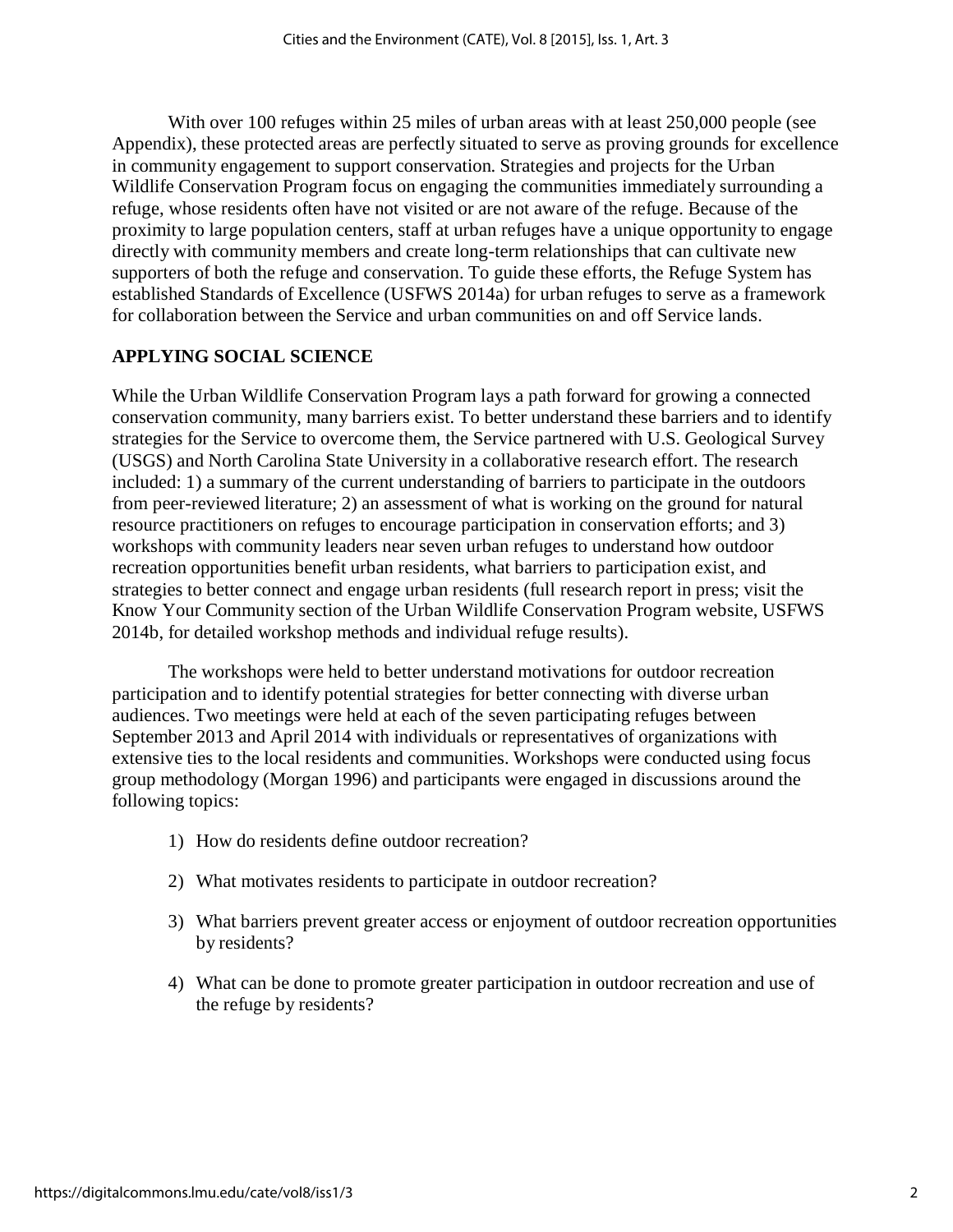With over 100 refuges within 25 miles of urban areas with at least 250,000 people (see Appendix), these protected areas are perfectly situated to serve as proving grounds for excellence in community engagement to support conservation. Strategies and projects for the Urban Wildlife Conservation Program focus on engaging the communities immediately surrounding a refuge, whose residents often have not visited or are not aware of the refuge. Because of the proximity to large population centers, staff at urban refuges have a unique opportunity to engage directly with community members and create long-term relationships that can cultivate new supporters of both the refuge and conservation. To guide these efforts, the Refuge System has established Standards of Excellence (USFWS 2014a) for urban refuges to serve as a framework for collaboration between the Service and urban communities on and off Service lands.

## APPLYING SOCIAL SCIENCE

While the Urban Wildlife Conservation Program lays a path forward for growing a connected conservation community, many barriers exist. To better understand these barriers and to identify strategies for the Service to overcome them, the Service partnered with U.S. Geological Survey (USGS) and North Carolina State University in a collaborative research effort. The research included: 1) a summary of the current understanding of barriers to participate in the outdoors from peer-reviewed literature; 2) an assessment of what is working on the ground for natural resource practitioners on refuges to encourage participation in conservation efforts; and 3) workshops with community leaders near seven urban refuges to understand how outdoor recreation opportunities benefit urban residents, what barriers to participation exist, and strategies to better connect and engage urban residents (full research report in press; visit the Know Your Community section of the Urban Wildlife Conservation Program website, USFWS 2014b, for detailed workshop methods and individual refuge results).

The workshops were held to better understand motivations for outdoor recreation participation and to identify potential strategies for better connecting with diverse urban audiences. Two meetings were held at each of the seven participating refuges between September 2013 and April 2014 with individuals or representatives of organizations with extensive ties to the local residents and communities. Workshops were conducted using focus group methodology (Morgan 1996) and participants were engaged in discussions around the following topics:

1) How do residents define outdoor recreation?

2) What motivates residents to participate in outdoor recreation?

3) What barriers prevent greater access or enjoyment of outdoor recreation opportunities by residents?

4) What can be done to promote greater participation in outdoor recreation and use of the refuge by residents?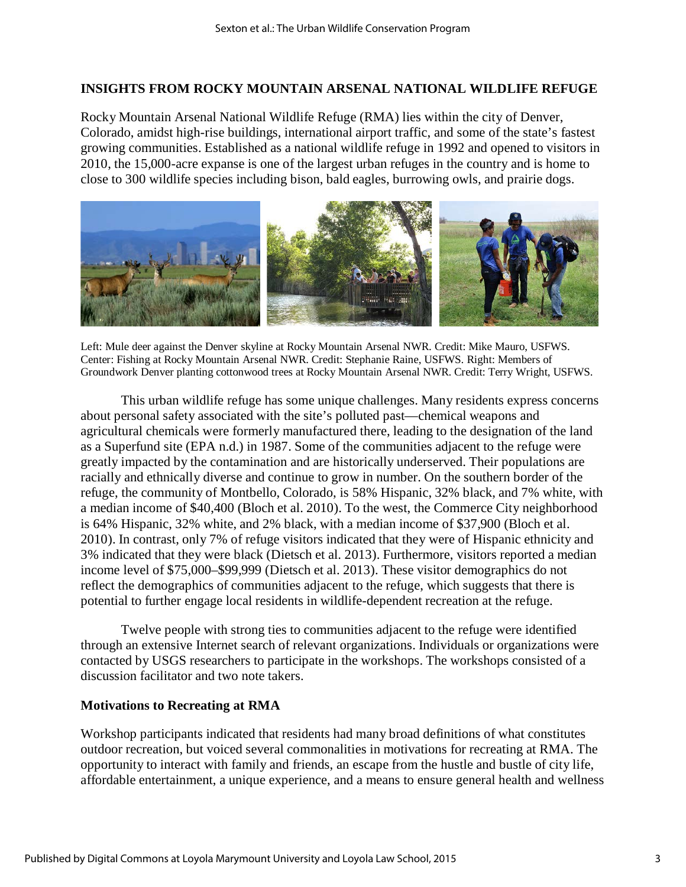## INSIGHTS FROM ROCKY MOUNTAIN ARSENAL NATIONAL WILDLIFE REFUGE

Rocky Mountain Arsenal National Wildlife Refuge (RMA) lies within the city of Denver, Colorado, amidst high-rise buildings, international airport traffic, and some of the state's fastest growing communities. Established as a national wildlife refuge in 1992 and opened to visitors in 2010, the 15,000-acre expanse is one of the largest urban refuges in the country and is home to close to 300 wildlife species including bison, bald eagles, burrowing owls, and prairie dogs.

Left: Mule deer against the Denver skyline at Rocky Mountain Arsenal NWR. Credit: Mike Mauro, USFWS. Center: Fishing at Rocky Mountain Arsenal NWR. Credit: Stephanie Raine, USFWS. Right: Members of Groundwork Denver planting cottonwood trees at Rocky Mountain Arsenal NWR. Credit: Terry Wright, USFWS.

This urban wildlife refuge has some unique challenges. Many residents express concerns about personal safety associated with the site's polluted past—chemical weapons and agricultural chemicals were formerly manufactured there, leading to the designation of the land as a Superfund site (EPA n.d.) in 1987. Some of the communities adjacent to the refuge were greatly impacted by the contamination and are historically underserved. Their populations are racially and ethnically diverse and continue to grow in number. On the southern border of the refuge, the community of Montbello, Colorado, is 58% Hispanic, 32% black, and 7% white, with a median income of $40,400 (Bloch et al. 2010). To the west, the Commerce City neighborhood is 64% Hispanic, 32% white, and 2% black, with a median income of $37,900 (Bloch et al. 2010). In contrast, only 7% of refuge visitors indicated that they were of Hispanic ethnicity and 3% indicated that they were black (Dietsch et al. 2013). Furthermore, visitors reported a median income level of $75,000–$99,999 (Dietsch et al. 2013). These visitor demographics do not reflect the demographics of communities adjacent to the refuge, which suggests that there is potential to further engage local residents in wildlife-dependent recreation at the refuge.

Twelve people with strong ties to communities adjacent to the refuge were identified through an extensive Internet search of relevant organizations. Individuals or organizations were contacted by USGS researchers to participate in the workshops. The workshops consisted of a discussion facilitator and two note takers.

### Motivations to Recreating at RMA

Workshop participants indicated that residents had many broad definitions of what constitutes outdoor recreation, but voiced several commonalities in motivations for recreating at RMA. The opportunity to interact with family and friends, an escape from the hustle and bustle of city life, affordable entertainment, a unique experience, and a means to ensure general health and wellness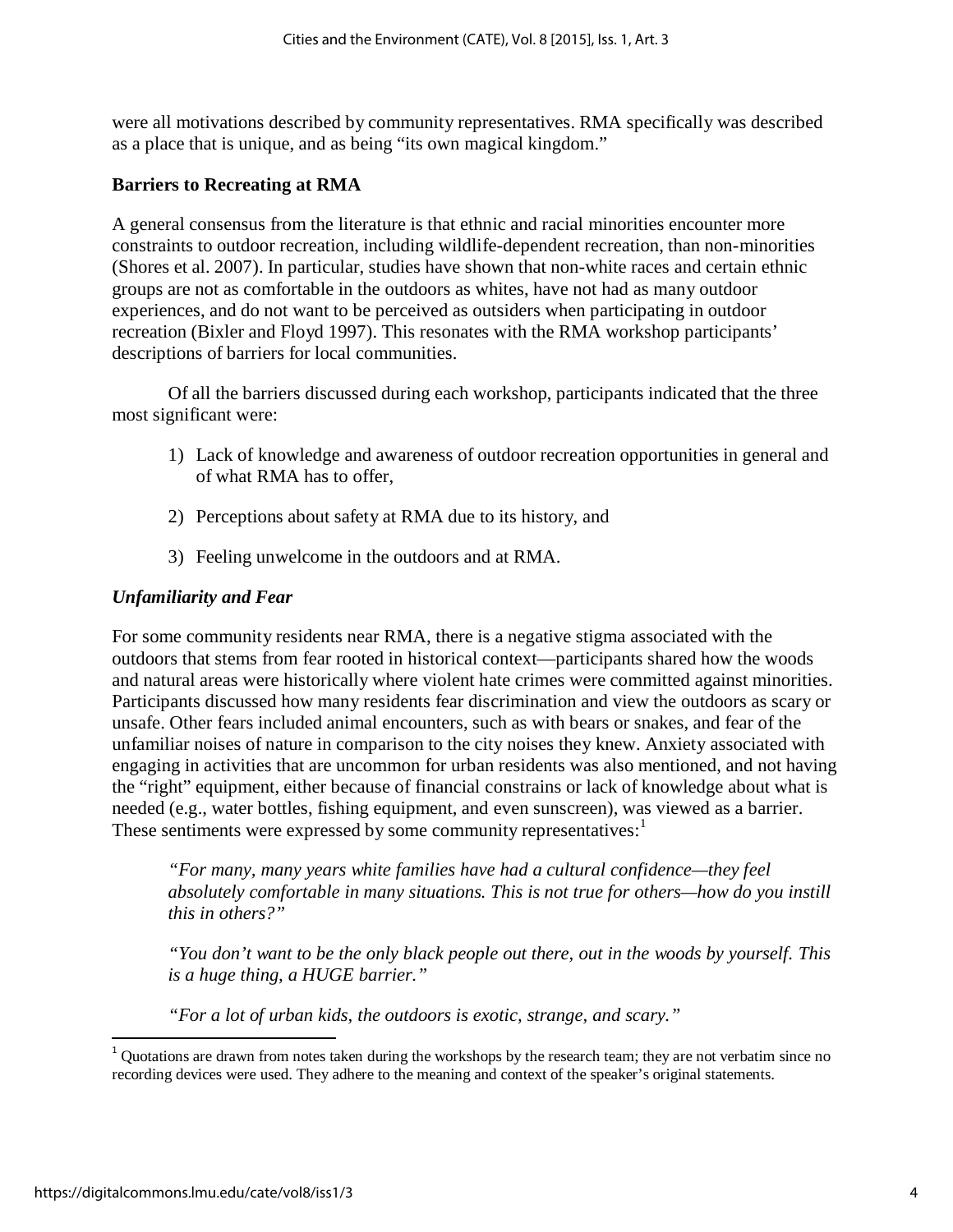were all motivations described by community representatives. RMA specifically was described as a place that is unique, and as being "its own magical kingdom."

### Barriers to Recreating at RMA

A general consensus from the literature is that ethnic and racial minorities encounter more constraints to outdoor recreation, including wildlife-dependent recreation, than non-minorities (Shores et al. 2007). In particular, studies have shown that non-white races and certain ethnic groups are not as comfortable in the outdoors as whites, have not had as many outdoor experiences, and do not want to be perceived as outsiders when participating in outdoor recreation (Bixler and Floyd 1997). This resonates with the RMA workshop participants' descriptions of barriers for local communities.

Of all the barriers discussed during each workshop, participants indicated that the three most significant were:

1) Lack of knowledge and awareness of outdoor recreation opportunities in general and of what RMA has to offer,

2) Perceptions about safety at RMA due to its history, and

3) Feeling unwelcome in the outdoors and at RMA.

#### *Unfamiliarity and Fear*

For some community residents near RMA, there is a negative stigma associated with the outdoors that stems from fear rooted in historical context—participants shared how the woods and natural areas were historically where violent hate crimes were committed against minorities. Participants discussed how many residents fear discrimination and view the outdoors as scary or unsafe. Other fears included animal encounters, such as with bears or snakes, and fear of the unfamiliar noises of nature in comparison to the city noises they knew. Anxiety associated with engaging in activities that are uncommon for urban residents was also mentioned, and not having the "right" equipment, either because of financial constrains or lack of knowledge about what is needed (e.g., water bottles, fishing equipment, and even sunscreen), was viewed as a barrier. These sentiments were expressed by some community representatives:[1]

> *"For many, many years white families have had a cultural confidence—they feel absolutely comfortable in many situations. This is not true for others—how do you instill this in others?"*
>
> *"You don't want to be the only black people out there, out in the woods by yourself. This is a huge thing, a HUGE barrier."*
>
> *"For a lot of urban kids, the outdoors is exotic, strange, and scary."*

[1] Quotations are drawn from notes taken during the workshops by the research team; they are not verbatim since no recording devices were used. They adhere to the meaning and context of the speaker's original statements.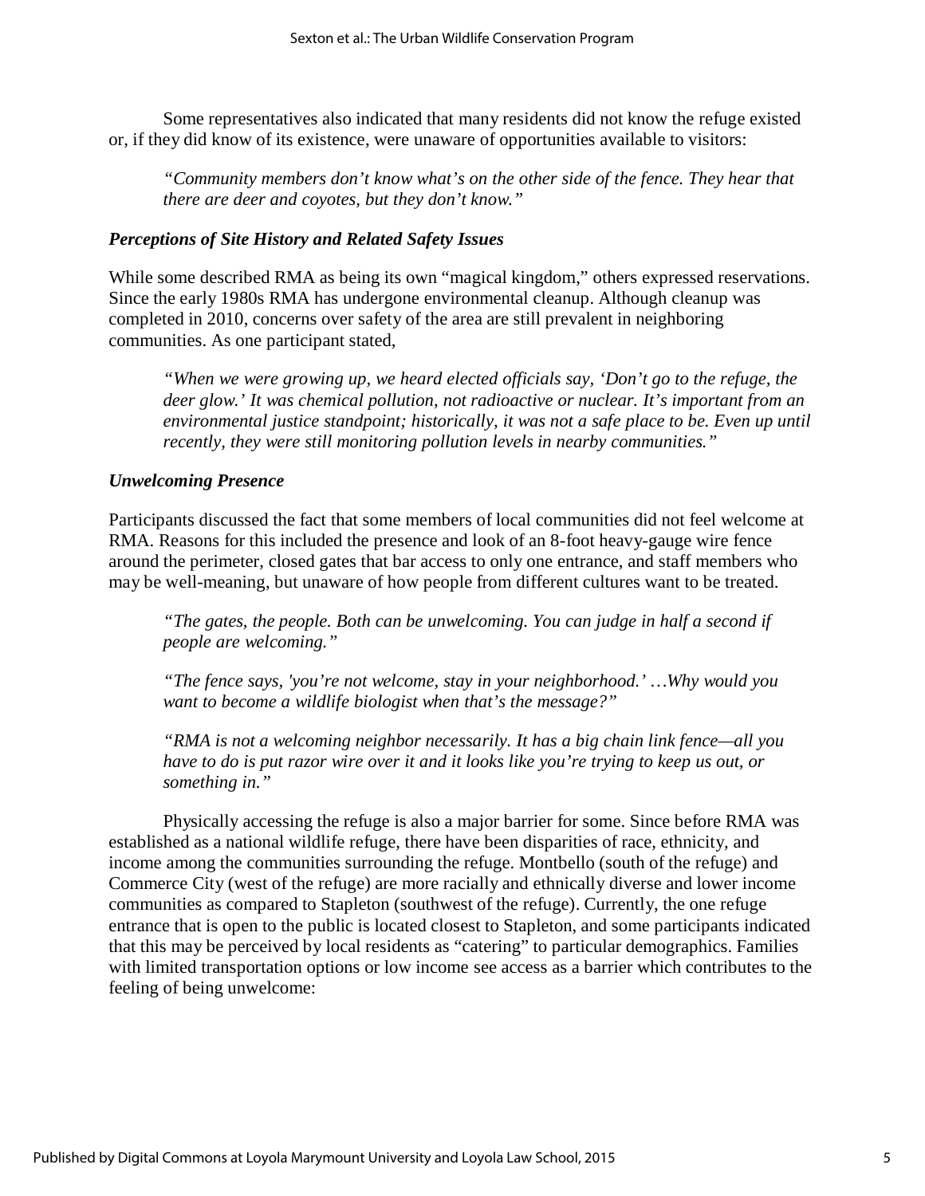Some representatives also indicated that many residents did not know the refuge existed or, if they did know of its existence, were unaware of opportunities available to visitors:

> *"Community members don't know what's on the other side of the fence. They hear that there are deer and coyotes, but they don't know."*

### *Perceptions of Site History and Related Safety Issues*

While some described RMA as being its own "magical kingdom," others expressed reservations. Since the early 1980s RMA has undergone environmental cleanup. Although cleanup was completed in 2010, concerns over safety of the area are still prevalent in neighboring communities. As one participant stated,

> *"When we were growing up, we heard elected officials say, 'Don't go to the refuge, the deer glow.' It was chemical pollution, not radioactive or nuclear. It's important from an environmental justice standpoint; historically, it was not a safe place to be. Even up until recently, they were still monitoring pollution levels in nearby communities."*

### *Unwelcoming Presence*

Participants discussed the fact that some members of local communities did not feel welcome at RMA. Reasons for this included the presence and look of an 8-foot heavy-gauge wire fence around the perimeter, closed gates that bar access to only one entrance, and staff members who may be well-meaning, but unaware of how people from different cultures want to be treated.

> *"The gates, the people. Both can be unwelcoming. You can judge in half a second if people are welcoming."*

> *"The fence says, 'you're not welcome, stay in your neighborhood.' …Why would you want to become a wildlife biologist when that's the message?"*

> *"RMA is not a welcoming neighbor necessarily. It has a big chain link fence—all you have to do is put razor wire over it and it looks like you're trying to keep us out, or something in."*

Physically accessing the refuge is also a major barrier for some. Since before RMA was established as a national wildlife refuge, there have been disparities of race, ethnicity, and income among the communities surrounding the refuge. Montbello (south of the refuge) and Commerce City (west of the refuge) are more racially and ethnically diverse and lower income communities as compared to Stapleton (southwest of the refuge). Currently, the one refuge entrance that is open to the public is located closest to Stapleton, and some participants indicated that this may be perceived by local residents as "catering" to particular demographics. Families with limited transportation options or low income see access as a barrier which contributes to the feeling of being unwelcome: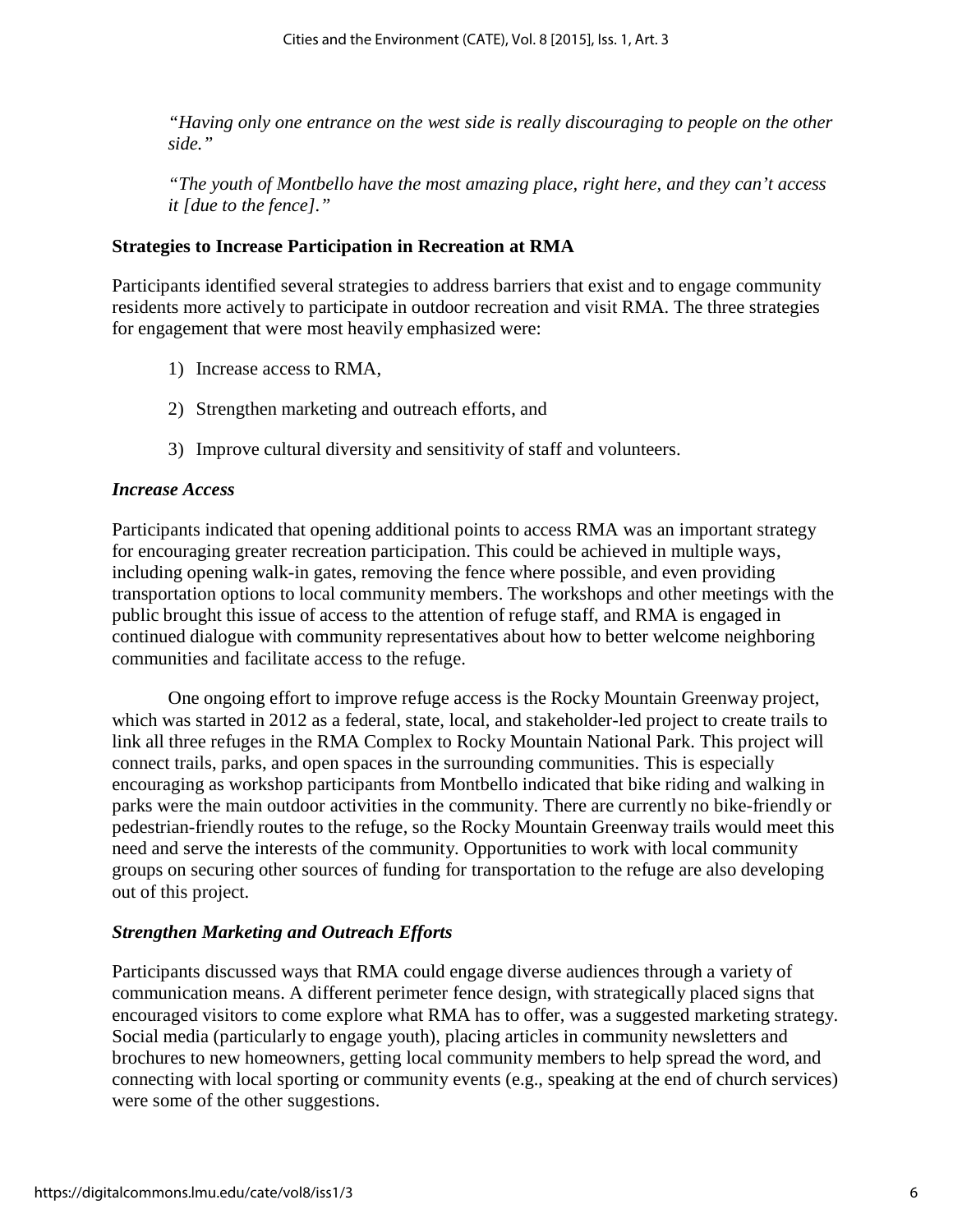*"Having only one entrance on the west side is really discouraging to people on the other side."*

*"The youth of Montbello have the most amazing place, right here, and they can't access it [due to the fence]."*

**Strategies to Increase Participation in Recreation at RMA**

Participants identified several strategies to address barriers that exist and to engage community residents more actively to participate in outdoor recreation and visit RMA. The three strategies for engagement that were most heavily emphasized were:

1) Increase access to RMA,

2) Strengthen marketing and outreach efforts, and

3) Improve cultural diversity and sensitivity of staff and volunteers.

***Increase Access***

Participants indicated that opening additional points to access RMA was an important strategy for encouraging greater recreation participation. This could be achieved in multiple ways, including opening walk-in gates, removing the fence where possible, and even providing transportation options to local community members. The workshops and other meetings with the public brought this issue of access to the attention of refuge staff, and RMA is engaged in continued dialogue with community representatives about how to better welcome neighboring communities and facilitate access to the refuge.

One ongoing effort to improve refuge access is the Rocky Mountain Greenway project, which was started in 2012 as a federal, state, local, and stakeholder-led project to create trails to link all three refuges in the RMA Complex to Rocky Mountain National Park. This project will connect trails, parks, and open spaces in the surrounding communities. This is especially encouraging as workshop participants from Montbello indicated that bike riding and walking in parks were the main outdoor activities in the community. There are currently no bike-friendly or pedestrian-friendly routes to the refuge, so the Rocky Mountain Greenway trails would meet this need and serve the interests of the community. Opportunities to work with local community groups on securing other sources of funding for transportation to the refuge are also developing out of this project.

***Strengthen Marketing and Outreach Efforts***

Participants discussed ways that RMA could engage diverse audiences through a variety of communication means. A different perimeter fence design, with strategically placed signs that encouraged visitors to come explore what RMA has to offer, was a suggested marketing strategy. Social media (particularly to engage youth), placing articles in community newsletters and brochures to new homeowners, getting local community members to help spread the word, and connecting with local sporting or community events (e.g., speaking at the end of church services) were some of the other suggestions.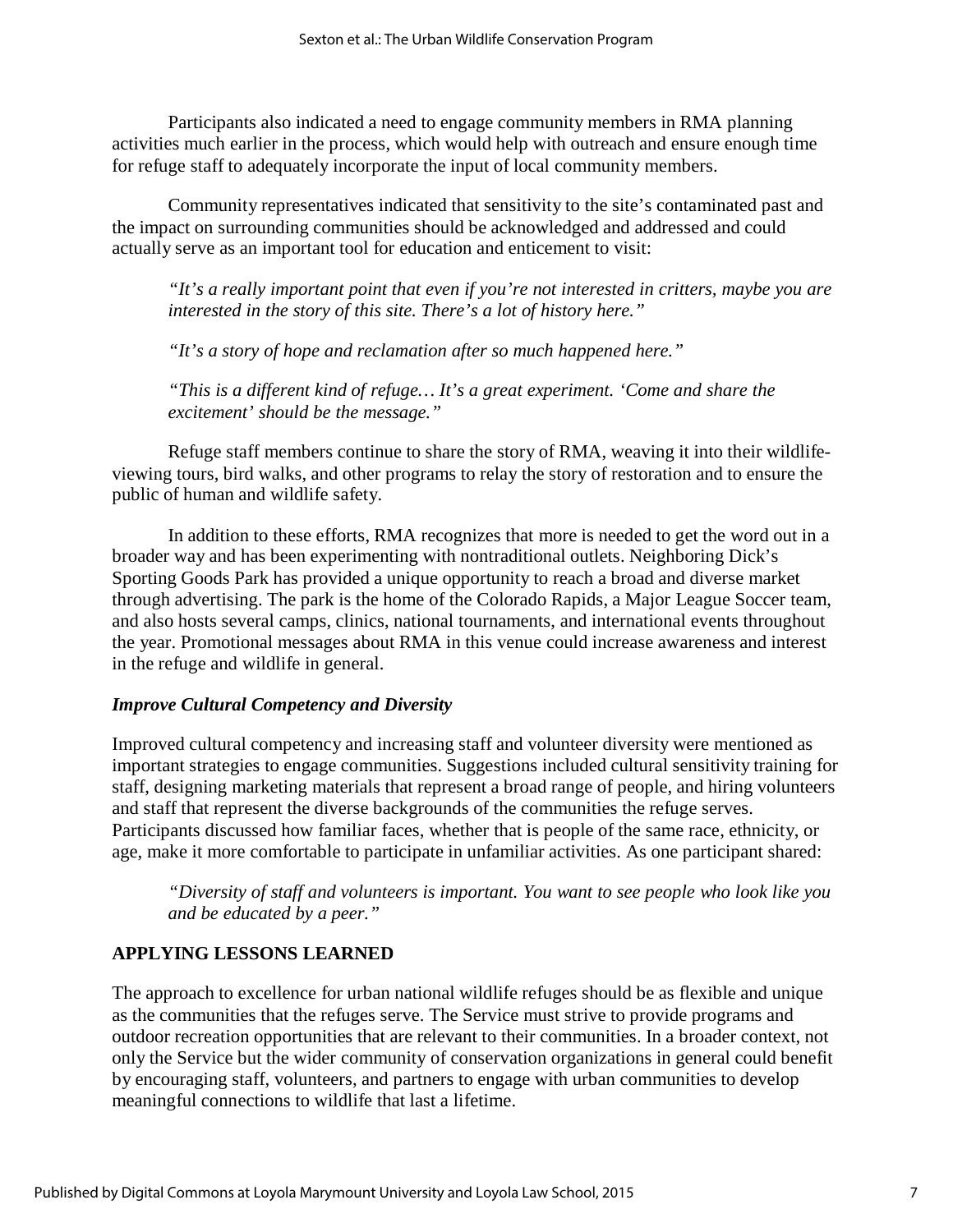Participants also indicated a need to engage community members in RMA planning activities much earlier in the process, which would help with outreach and ensure enough time for refuge staff to adequately incorporate the input of local community members.

Community representatives indicated that sensitivity to the site's contaminated past and the impact on surrounding communities should be acknowledged and addressed and could actually serve as an important tool for education and enticement to visit:

> *"It's a really important point that even if you're not interested in critters, maybe you are interested in the story of this site. There's a lot of history here."*
>
> *"It's a story of hope and reclamation after so much happened here."*
>
> *"This is a different kind of refuge… It's a great experiment. 'Come and share the excitement' should be the message."*

Refuge staff members continue to share the story of RMA, weaving it into their wildlife-viewing tours, bird walks, and other programs to relay the story of restoration and to ensure the public of human and wildlife safety.

In addition to these efforts, RMA recognizes that more is needed to get the word out in a broader way and has been experimenting with nontraditional outlets. Neighboring Dick's Sporting Goods Park has provided a unique opportunity to reach a broad and diverse market through advertising. The park is the home of the Colorado Rapids, a Major League Soccer team, and also hosts several camps, clinics, national tournaments, and international events throughout the year. Promotional messages about RMA in this venue could increase awareness and interest in the refuge and wildlife in general.

### *Improve Cultural Competency and Diversity*

Improved cultural competency and increasing staff and volunteer diversity were mentioned as important strategies to engage communities. Suggestions included cultural sensitivity training for staff, designing marketing materials that represent a broad range of people, and hiring volunteers and staff that represent the diverse backgrounds of the communities the refuge serves. Participants discussed how familiar faces, whether that is people of the same race, ethnicity, or age, make it more comfortable to participate in unfamiliar activities. As one participant shared:

> *"Diversity of staff and volunteers is important. You want to see people who look like you and be educated by a peer."*

## APPLYING LESSONS LEARNED

The approach to excellence for urban national wildlife refuges should be as flexible and unique as the communities that the refuges serve. The Service must strive to provide programs and outdoor recreation opportunities that are relevant to their communities. In a broader context, not only the Service but the wider community of conservation organizations in general could benefit by encouraging staff, volunteers, and partners to engage with urban communities to develop meaningful connections to wildlife that last a lifetime.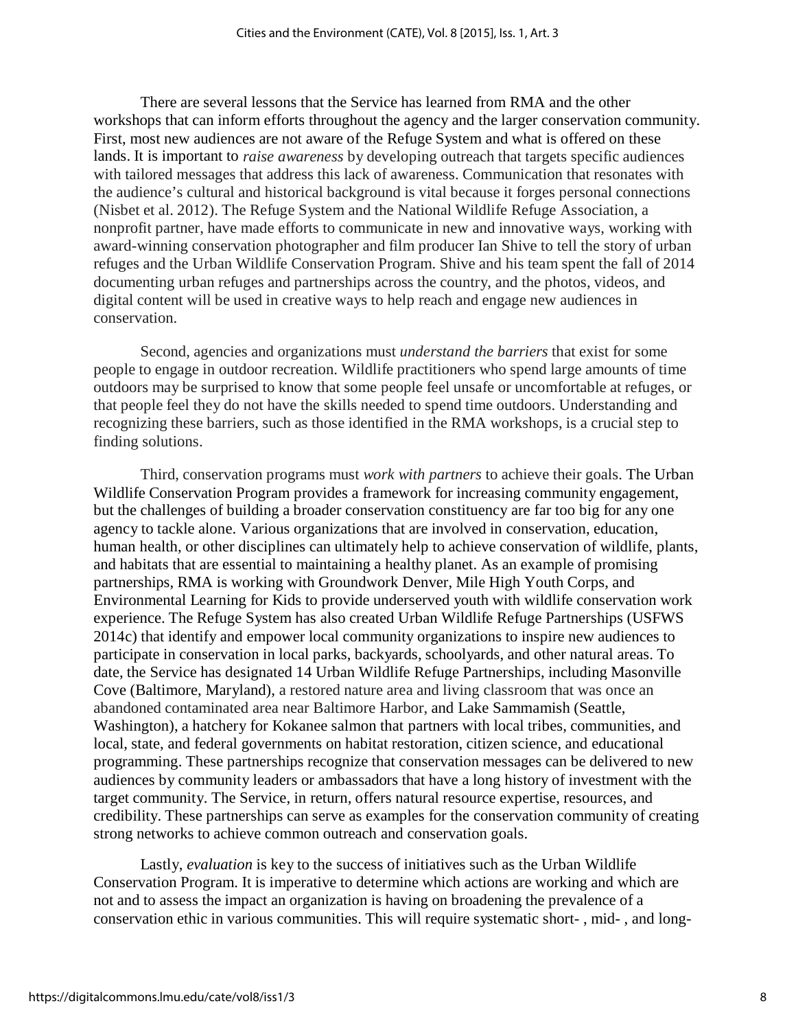There are several lessons that the Service has learned from RMA and the other workshops that can inform efforts throughout the agency and the larger conservation community. First, most new audiences are not aware of the Refuge System and what is offered on these lands. It is important to *raise awareness* by developing outreach that targets specific audiences with tailored messages that address this lack of awareness. Communication that resonates with the audience's cultural and historical background is vital because it forges personal connections (Nisbet et al. 2012). The Refuge System and the National Wildlife Refuge Association, a nonprofit partner, have made efforts to communicate in new and innovative ways, working with award-winning conservation photographer and film producer Ian Shive to tell the story of urban refuges and the Urban Wildlife Conservation Program. Shive and his team spent the fall of 2014 documenting urban refuges and partnerships across the country, and the photos, videos, and digital content will be used in creative ways to help reach and engage new audiences in conservation.

Second, agencies and organizations must *understand the barriers* that exist for some people to engage in outdoor recreation. Wildlife practitioners who spend large amounts of time outdoors may be surprised to know that some people feel unsafe or uncomfortable at refuges, or that people feel they do not have the skills needed to spend time outdoors. Understanding and recognizing these barriers, such as those identified in the RMA workshops, is a crucial step to finding solutions.

Third, conservation programs must *work with partners* to achieve their goals. The Urban Wildlife Conservation Program provides a framework for increasing community engagement, but the challenges of building a broader conservation constituency are far too big for any one agency to tackle alone. Various organizations that are involved in conservation, education, human health, or other disciplines can ultimately help to achieve conservation of wildlife, plants, and habitats that are essential to maintaining a healthy planet. As an example of promising partnerships, RMA is working with Groundwork Denver, Mile High Youth Corps, and Environmental Learning for Kids to provide underserved youth with wildlife conservation work experience. The Refuge System has also created Urban Wildlife Refuge Partnerships (USFWS 2014c) that identify and empower local community organizations to inspire new audiences to participate in conservation in local parks, backyards, schoolyards, and other natural areas. To date, the Service has designated 14 Urban Wildlife Refuge Partnerships, including Masonville Cove (Baltimore, Maryland), a restored nature area and living classroom that was once an abandoned contaminated area near Baltimore Harbor, and Lake Sammamish (Seattle, Washington), a hatchery for Kokanee salmon that partners with local tribes, communities, and local, state, and federal governments on habitat restoration, citizen science, and educational programming. These partnerships recognize that conservation messages can be delivered to new audiences by community leaders or ambassadors that have a long history of investment with the target community. The Service, in return, offers natural resource expertise, resources, and credibility. These partnerships can serve as examples for the conservation community of creating strong networks to achieve common outreach and conservation goals.

Lastly, *evaluation* is key to the success of initiatives such as the Urban Wildlife Conservation Program. It is imperative to determine which actions are working and which are not and to assess the impact an organization is having on broadening the prevalence of a conservation ethic in various communities. This will require systematic short- , mid- , and long-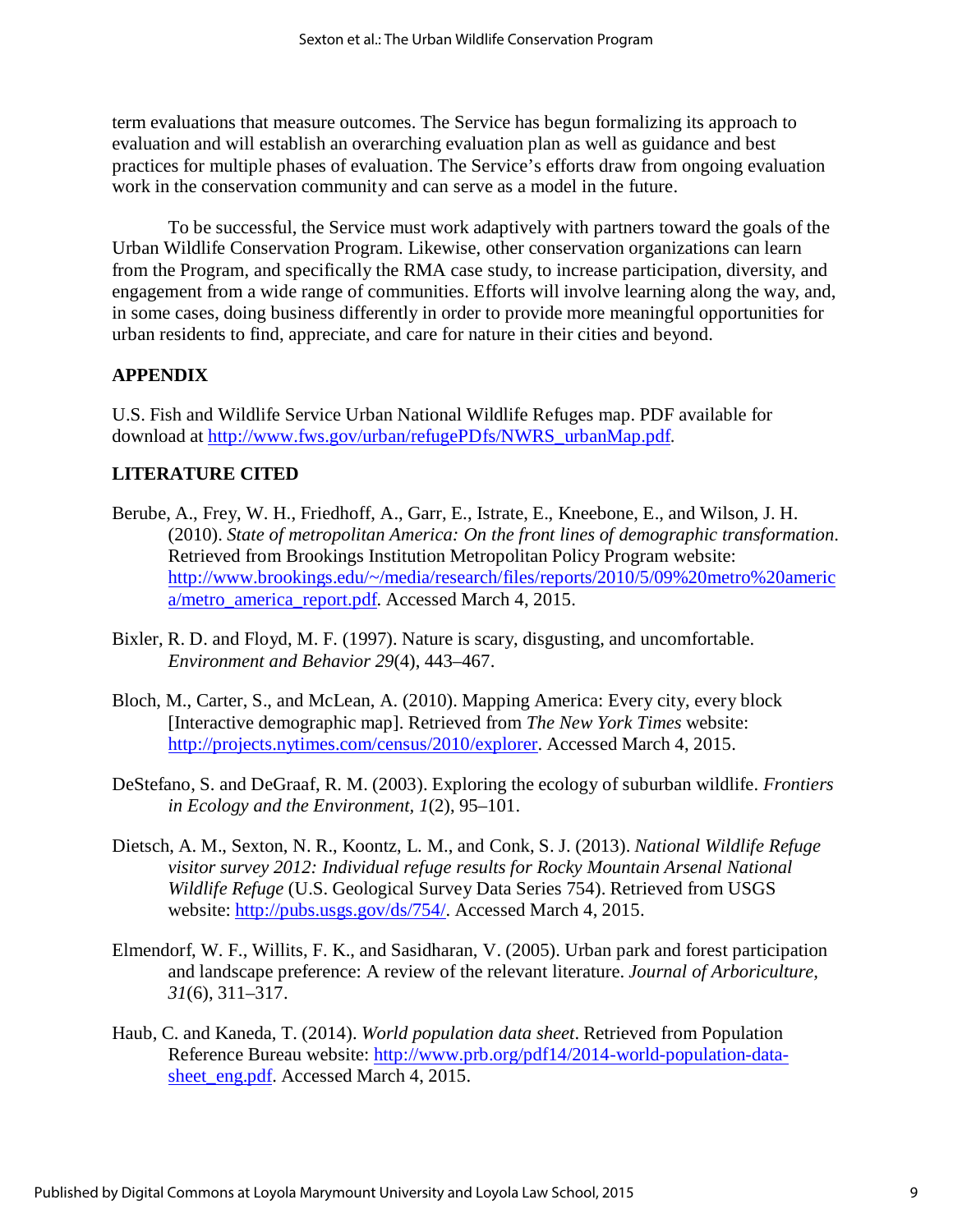term evaluations that measure outcomes. The Service has begun formalizing its approach to evaluation and will establish an overarching evaluation plan as well as guidance and best practices for multiple phases of evaluation. The Service's efforts draw from ongoing evaluation work in the conservation community and can serve as a model in the future.

To be successful, the Service must work adaptively with partners toward the goals of the Urban Wildlife Conservation Program. Likewise, other conservation organizations can learn from the Program, and specifically the RMA case study, to increase participation, diversity, and engagement from a wide range of communities. Efforts will involve learning along the way, and, in some cases, doing business differently in order to provide more meaningful opportunities for urban residents to find, appreciate, and care for nature in their cities and beyond.

## APPENDIX

U.S. Fish and Wildlife Service Urban National Wildlife Refuges map. PDF available for download at [http://www.fws.gov/urban/refugePDfs/NWRS_urbanMap.pdf](http://www.fws.gov/urban/refugePDfs/NWRS_urbanMap.pdf).

## LITERATURE CITED

Berube, A., Frey, W. H., Friedhoff, A., Garr, E., Istrate, E., Kneebone, E., and Wilson, J. H. (2010). *State of metropolitan America: On the front lines of demographic transformation*. Retrieved from Brookings Institution Metropolitan Policy Program website: [http://www.brookings.edu/~/media/research/files/reports/2010/5/09%20metro%20america/metro_america_report.pdf](http://www.brookings.edu/~/media/research/files/reports/2010/5/09%20metro%20america/metro_america_report.pdf). Accessed March 4, 2015.

Bixler, R. D. and Floyd, M. F. (1997). Nature is scary, disgusting, and uncomfortable. *Environment and Behavior 29*(4), 443–467.

Bloch, M., Carter, S., and McLean, A. (2010). Mapping America: Every city, every block [Interactive demographic map]. Retrieved from *The New York Times* website: [http://projects.nytimes.com/census/2010/explorer](http://projects.nytimes.com/census/2010/explorer). Accessed March 4, 2015.

DeStefano, S. and DeGraaf, R. M. (2003). Exploring the ecology of suburban wildlife. *Frontiers in Ecology and the Environment, 1*(2), 95–101.

Dietsch, A. M., Sexton, N. R., Koontz, L. M., and Conk, S. J. (2013). *National Wildlife Refuge visitor survey 2012: Individual refuge results for Rocky Mountain Arsenal National Wildlife Refuge* (U.S. Geological Survey Data Series 754). Retrieved from USGS website: [http://pubs.usgs.gov/ds/754/](http://pubs.usgs.gov/ds/754/). Accessed March 4, 2015.

Elmendorf, W. F., Willits, F. K., and Sasidharan, V. (2005). Urban park and forest participation and landscape preference: A review of the relevant literature. *Journal of Arboriculture, 31*(6), 311–317.

Haub, C. and Kaneda, T. (2014). *World population data sheet*. Retrieved from Population Reference Bureau website: [http://www.prb.org/pdf14/2014-world-population-data-sheet_eng.pdf](http://www.prb.org/pdf14/2014-world-population-data-sheet_eng.pdf). Accessed March 4, 2015.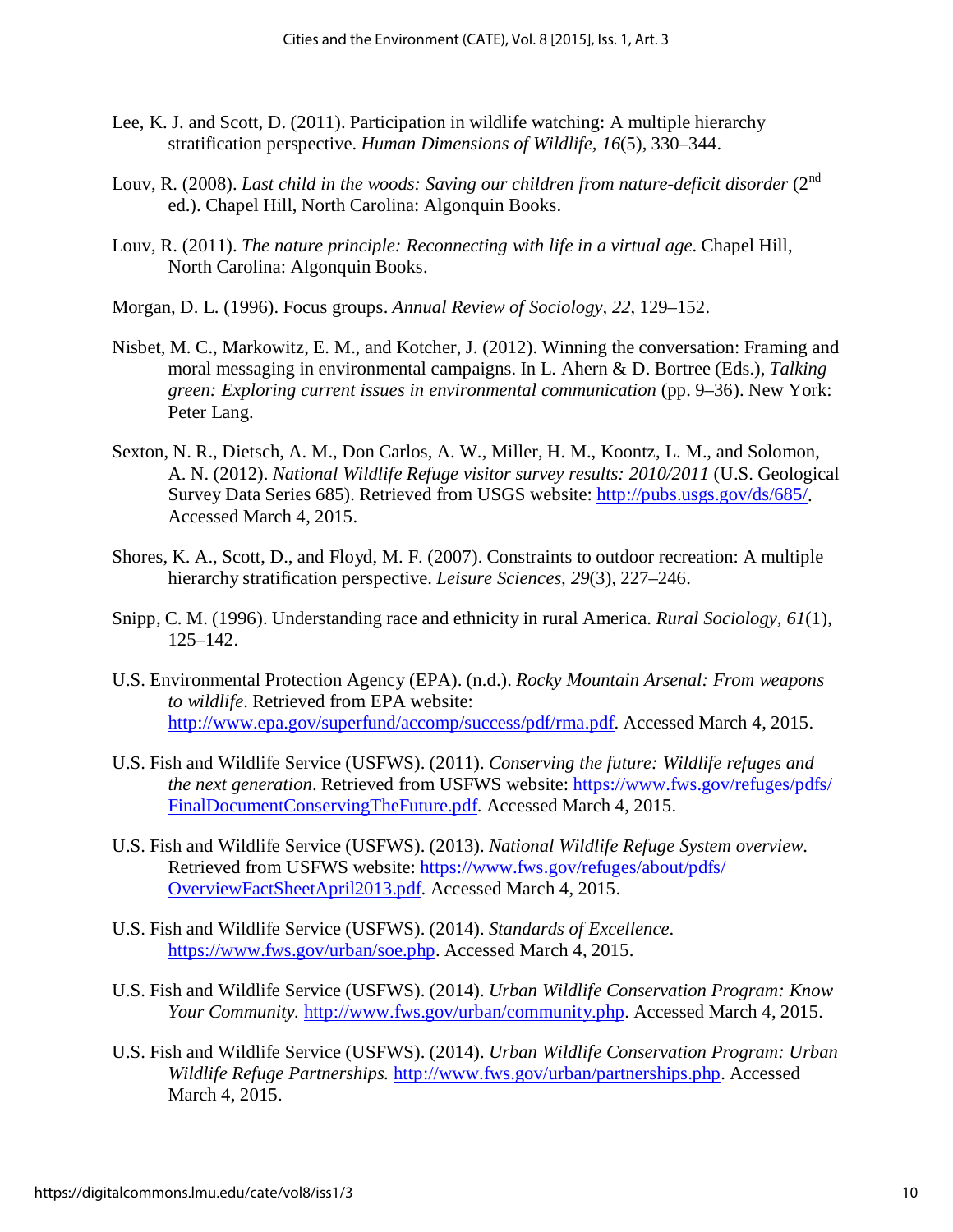Lee, K. J. and Scott, D. (2011). Participation in wildlife watching: A multiple hierarchy stratification perspective. *Human Dimensions of Wildlife, 16*(5), 330–344.

Louv, R. (2008). *Last child in the woods: Saving our children from nature-deficit disorder* (2nd ed.). Chapel Hill, North Carolina: Algonquin Books.

Louv, R. (2011). *The nature principle: Reconnecting with life in a virtual age*. Chapel Hill, North Carolina: Algonquin Books.

Morgan, D. L. (1996). Focus groups. *Annual Review of Sociology, 22*, 129–152.

Nisbet, M. C., Markowitz, E. M., and Kotcher, J. (2012). Winning the conversation: Framing and moral messaging in environmental campaigns. In L. Ahern & D. Bortree (Eds.), *Talking green: Exploring current issues in environmental communication* (pp. 9–36). New York: Peter Lang.

Sexton, N. R., Dietsch, A. M., Don Carlos, A. W., Miller, H. M., Koontz, L. M., and Solomon, A. N. (2012). *National Wildlife Refuge visitor survey results: 2010/2011* (U.S. Geological Survey Data Series 685). Retrieved from USGS website: http://pubs.usgs.gov/ds/685/. Accessed March 4, 2015.

Shores, K. A., Scott, D., and Floyd, M. F. (2007). Constraints to outdoor recreation: A multiple hierarchy stratification perspective. *Leisure Sciences, 29*(3), 227–246.

Snipp, C. M. (1996). Understanding race and ethnicity in rural America. *Rural Sociology, 61*(1), 125–142.

U.S. Environmental Protection Agency (EPA). (n.d.). *Rocky Mountain Arsenal: From weapons to wildlife*. Retrieved from EPA website: http://www.epa.gov/superfund/accomp/success/pdf/rma.pdf. Accessed March 4, 2015.

U.S. Fish and Wildlife Service (USFWS). (2011). *Conserving the future: Wildlife refuges and the next generation*. Retrieved from USFWS website: https://www.fws.gov/refuges/pdfs/FinalDocumentConservingTheFuture.pdf. Accessed March 4, 2015.

U.S. Fish and Wildlife Service (USFWS). (2013). *National Wildlife Refuge System overview*. Retrieved from USFWS website: https://www.fws.gov/refuges/about/pdfs/OverviewFactSheetApril2013.pdf. Accessed March 4, 2015.

U.S. Fish and Wildlife Service (USFWS). (2014). *Standards of Excellence*. https://www.fws.gov/urban/soe.php. Accessed March 4, 2015.

U.S. Fish and Wildlife Service (USFWS). (2014). *Urban Wildlife Conservation Program: Know Your Community.* http://www.fws.gov/urban/community.php. Accessed March 4, 2015.

U.S. Fish and Wildlife Service (USFWS). (2014). *Urban Wildlife Conservation Program: Urban Wildlife Refuge Partnerships.* http://www.fws.gov/urban/partnerships.php. Accessed March 4, 2015.